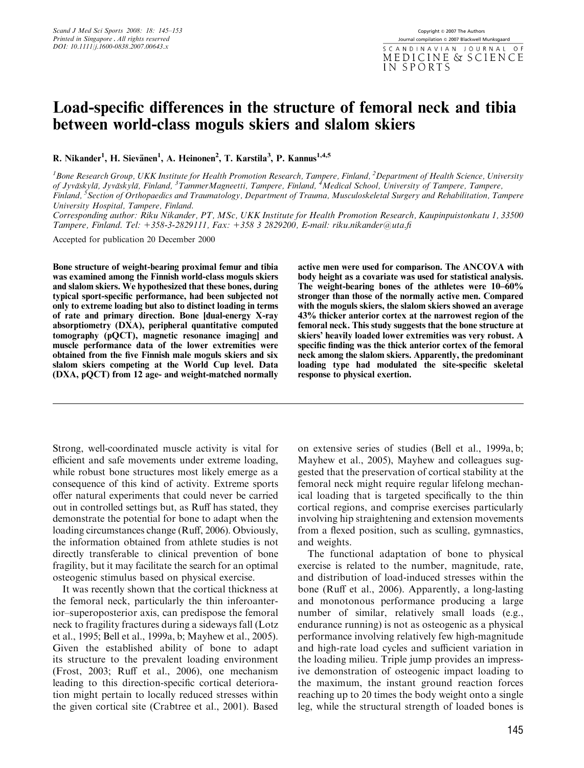# Load-specific differences in the structure of femoral neck and tibia between world-class moguls skiers and slalom skiers

**R. Nikander[1], H. Sievänen[1], A. Heinonen[2], T. Karstila[3], P. Kannus[1,4,5]**

[1]Bone Research Group, UKK Institute for Health Promotion Research, Tampere, Finland, [2]Department of Health Science, University of Jyväskylä, Jyväskylä, Finland, [3]TammerMagneetti, Tampere, Finland, [4]Medical School, University of Tampere, Tampere, Finland, [5]Section of Orthopaedics and Traumatology, Department of Trauma, Musculoskeletal Surgery and Rehabilitation, Tampere University Hospital, Tampere, Finland.

*Corresponding author:* Riku Nikander, PT, MSc, UKK Institute for Health Promotion Research, Kaupinpuistonkatu 1, 33500 Tampere, Finland. Tel: +358-3-2829111, Fax: +358 3 2829200, E-mail: riku.nikander@uta.fi

Accepted for publication 20 December 2000

**Bone structure of weight-bearing proximal femur and tibia was examined among the Finnish world-class moguls skiers and slalom skiers. We hypothesized that these bones, during typical sport-specific performance, had been subjected not only to extreme loading but also to distinct loading in terms of rate and primary direction. Bone [dual-energy X-ray absorptiometry (DXA), peripheral quantitative computed tomography (pQCT), magnetic resonance imaging] and muscle performance data of the lower extremities were obtained from the five Finnish male moguls skiers and six slalom skiers competing at the World Cup level. Data (DXA, pQCT) from 12 age- and weight-matched normally active men were used for comparison. The ANCOVA with body height as a covariate was used for statistical analysis. The weight-bearing bones of the athletes were 10–60% stronger than those of the normally active men. Compared with the moguls skiers, the slalom skiers showed an average 43% thicker anterior cortex at the narrowest region of the femoral neck. This study suggests that the bone structure at skiers' heavily loaded lower extremities was very robust. A specific finding was the thick anterior cortex of the femoral neck among the slalom skiers. Apparently, the predominant loading type had modulated the site-specific skeletal response to physical exertion.**

Strong, well-coordinated muscle activity is vital for efficient and safe movements under extreme loading, while robust bone structures most likely emerge as a consequence of this kind of activity. Extreme sports offer natural experiments that could never be carried out in controlled settings but, as Ruff has stated, they demonstrate the potential for bone to adapt when the loading circumstances change (Ruff, 2006). Obviously, the information obtained from athlete studies is not directly transferable to clinical prevention of bone fragility, but it may facilitate the search for an optimal osteogenic stimulus based on physical exercise.

It was recently shown that the cortical thickness at the femoral neck, particularly the thin inferoanterior–superoposterior axis, can predispose the femoral neck to fragility fractures during a sideways fall (Lotz et al., 1995; Bell et al., 1999a, b; Mayhew et al., 2005). Given the established ability of bone to adapt its structure to the prevalent loading environment (Frost, 2003; Ruff et al., 2006), one mechanism leading to this direction-specific cortical deterioration might pertain to locally reduced stresses within the given cortical site (Crabtree et al., 2001). Based on extensive series of studies (Bell et al., 1999a, b; Mayhew et al., 2005), Mayhew and colleagues suggested that the preservation of cortical stability at the femoral neck might require regular lifelong mechanical loading that is targeted specifically to the thin cortical regions, and comprise exercises particularly involving hip straightening and extension movements from a flexed position, such as sculling, gymnastics, and weights.

The functional adaptation of bone to physical exercise is related to the number, magnitude, rate, and distribution of load-induced stresses within the bone (Ruff et al., 2006). Apparently, a long-lasting and monotonous performance producing a large number of similar, relatively small loads (e.g., endurance running) is not as osteogenic as a physical performance involving relatively few high-magnitude and high-rate load cycles and sufficient variation in the loading milieu. Triple jump provides an impressive demonstration of osteogenic impact loading to the maximum, the instant ground reaction forces reaching up to 20 times the body weight onto a single leg, while the structural strength of loaded bones is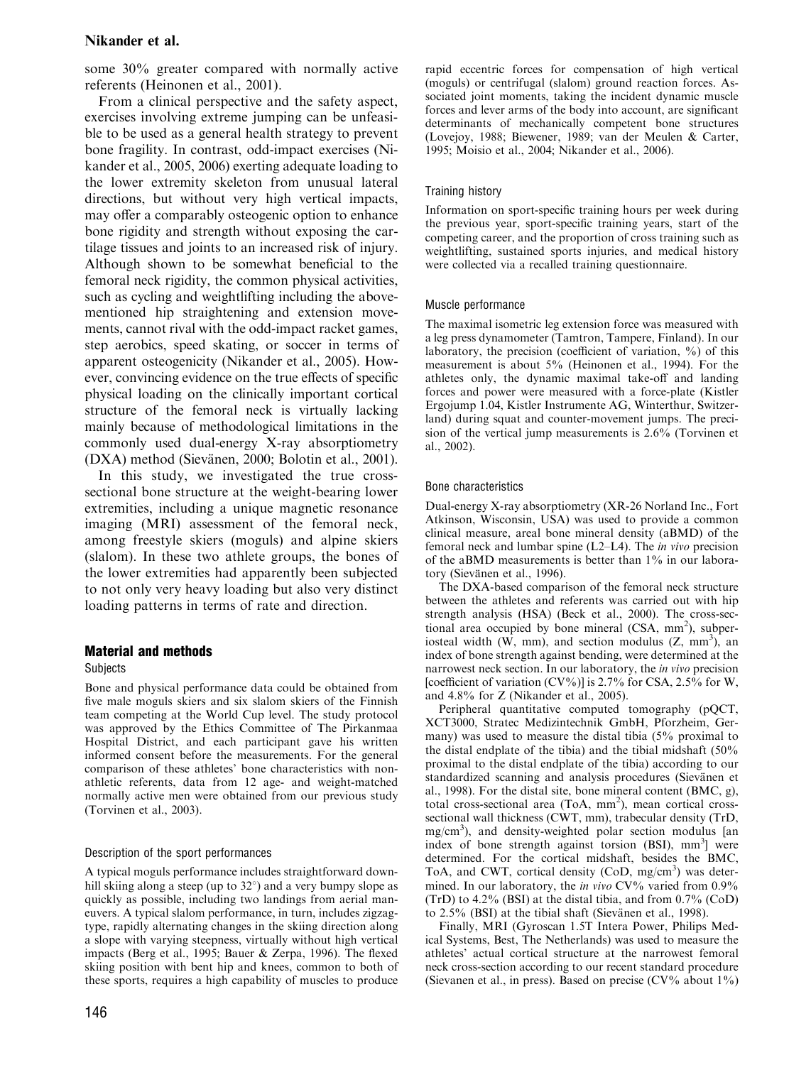some 30% greater compared with normally active referents (Heinonen et al., 2001).

From a clinical perspective and the safety aspect, exercises involving extreme jumping can be unfeasible to be used as a general health strategy to prevent bone fragility. In contrast, odd-impact exercises (Nikander et al., 2005, 2006) exerting adequate loading to the lower extremity skeleton from unusual lateral directions, but without very high vertical impacts, may offer a comparably osteogenic option to enhance bone rigidity and strength without exposing the cartilage tissues and joints to an increased risk of injury. Although shown to be somewhat beneficial to the femoral neck rigidity, the common physical activities, such as cycling and weightlifting including the abovementioned hip straightening and extension movements, cannot rival with the odd-impact racket games, step aerobics, speed skating, or soccer in terms of apparent osteogenicity (Nikander et al., 2005). However, convincing evidence on the true effects of specific physical loading on the clinically important cortical structure of the femoral neck is virtually lacking mainly because of methodological limitations in the commonly used dual-energy X-ray absorptiometry (DXA) method (Sievänen, 2000; Bolotin et al., 2001).

In this study, we investigated the true cross-sectional bone structure at the weight-bearing lower extremities, including a unique magnetic resonance imaging (MRI) assessment of the femoral neck, among freestyle skiers (moguls) and alpine skiers (slalom). In these two athlete groups, the bones of the lower extremities had apparently been subjected to not only very heavy loading but also very distinct loading patterns in terms of rate and direction.

## Material and methods

### Subjects

Bone and physical performance data could be obtained from five male moguls skiers and six slalom skiers of the Finnish team competing at the World Cup level. The study protocol was approved by the Ethics Committee of The Pirkanmaa Hospital District, and each participant gave his written informed consent before the measurements. For the general comparison of these athletes' bone characteristics with non-athletic referents, data from 12 age- and weight-matched normally active men were obtained from our previous study (Torvinen et al., 2003).

### Description of the sport performances

A typical moguls performance includes straightforward downhill skiing along a steep (up to 32°) and a very bumpy slope as quickly as possible, including two landings from aerial maneuvers. A typical slalom performance, in turn, includes zigzag-type, rapidly alternating changes in the skiing direction along a slope with varying steepness, virtually without high vertical impacts (Berg et al., 1995; Bauer & Zerpa, 1996). The flexed skiing position with bent hip and knees, common to both of these sports, requires a high capability of muscles to produce rapid eccentric forces for compensation of high vertical (moguls) or centrifugal (slalom) ground reaction forces. Associated joint moments, taking the incident dynamic muscle forces and lever arms of the body into account, are significant determinants of mechanically competent bone structures (Lovejoy, 1988; Biewener, 1989; van der Meulen & Carter, 1995; Moisio et al., 2004; Nikander et al., 2006).

### Training history

Information on sport-specific training hours per week during the previous year, sport-specific training years, start of the competing career, and the proportion of cross training such as weightlifting, sustained sports injuries, and medical history were collected via a recalled training questionnaire.

### Muscle performance

The maximal isometric leg extension force was measured with a leg press dynamometer (Tamtron, Tampere, Finland). In our laboratory, the precision (coefficient of variation, %) of this measurement is about 5% (Heinonen et al., 1994). For the athletes only, the dynamic maximal take-off and landing forces and power were measured with a force-plate (Kistler Ergojump 1.04, Kistler Instrumente AG, Winterthur, Switzerland) during squat and counter-movement jumps. The precision of the vertical jump measurements is 2.6% (Torvinen et al., 2002).

### Bone characteristics

Dual-energy X-ray absorptiometry (XR-26 Norland Inc., Fort Atkinson, Wisconsin, USA) was used to provide a common clinical measure, areal bone mineral density (aBMD) of the femoral neck and lumbar spine (L2–L4). The *in vivo* precision of the aBMD measurements is better than 1% in our laboratory (Sievänen et al., 1996).

The DXA-based comparison of the femoral neck structure between the athletes and referents was carried out with hip strength analysis (HSA) (Beck et al., 2000). The cross-sectional area occupied by bone mineral (CSA, $mm^2$), subperiosteal width (W, mm), and section modulus (Z, $mm^3$), an index of bone strength against bending, were determined at the narrowest neck section. In our laboratory, the *in vivo* precision [coefficient of variation (CV%)] is 2.7% for CSA, 2.5% for W, and 4.8% for Z (Nikander et al., 2005).

Peripheral quantitative computed tomography (pQCT, XCT3000, Stratec Medizintechnik GmbH, Pforzheim, Germany) was used to measure the distal tibia (5% proximal to the distal endplate of the tibia) and the tibial midshaft (50% proximal to the distal endplate of the tibia) according to our standardized scanning and analysis procedures (Sievänen et al., 1998). For the distal site, bone mineral content (BMC, g), total cross-sectional area (ToA, $mm^2$), mean cortical cross-sectional wall thickness (CWT, mm), trabecular density (TrD, $mg/cm^3$), and density-weighted polar section modulus [an index of bone strength against torsion (BSI), $mm^3$] were determined. For the cortical midshaft, besides the BMC, ToA, and CWT, cortical density (CoD, $mg/cm^3$) was determined. In our laboratory, the *in vivo* CV% varied from 0.9% (TrD) to 4.2% (BSI) at the distal tibia, and from 0.7% (CoD) to 2.5% (BSI) at the tibial shaft (Sievänen et al., 1998).

Finally, MRI (Gyroscan 1.5T Intera Power, Philips Medical Systems, Best, The Netherlands) was used to measure the athletes' actual cortical structure at the narrowest femoral neck cross-section according to our recent standard procedure (Sievanen et al., in press). Based on precise (CV% about 1%)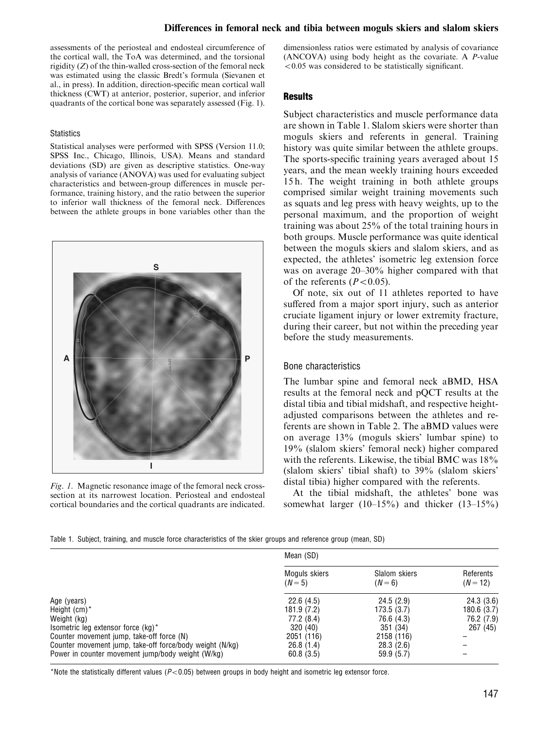assessments of the periosteal and endosteal circumference of the cortical wall, the ToA was determined, and the torsional rigidity ($Z$) of the thin-walled cross-section of the femoral neck was estimated using the classic Bredt's formula (Sievanen et al., in press). In addition, direction-specific mean cortical wall thickness (CWT) at anterior, posterior, superior, and inferior quadrants of the cortical bone was separately assessed (Fig. 1).

### Statistics

Statistical analyses were performed with SPSS (Version 11.0; SPSS Inc., Chicago, Illinois, USA). Means and standard deviations (SD) are given as descriptive statistics. One-way analysis of variance (ANOVA) was used for evaluating subject characteristics and between-group differences in muscle performance, training history, and the ratio between the superior to inferior wall thickness of the femoral neck. Differences between the athlete groups in bone variables other than the dimensionless ratios were estimated by analysis of covariance (ANCOVA) using body height as the covariate. A $P$-value $<0.05$ was considered to be statistically significant.

*Fig. 1.* Magnetic resonance image of the femoral neck cross-section at its narrowest location. Periosteal and endosteal cortical boundaries and the cortical quadrants are indicated.

## Results

Subject characteristics and muscle performance data are shown in Table 1. Slalom skiers were shorter than moguls skiers and referents in general. Training history was quite similar between the athlete groups. The sports-specific training years averaged about 15 years, and the mean weekly training hours exceeded 15 h. The weight training in both athlete groups comprised similar weight training movements such as squats and leg press with heavy weights, up to the personal maximum, and the proportion of weight training was about 25% of the total training hours in both groups. Muscle performance was quite identical between the moguls skiers and slalom skiers, and as expected, the athletes' isometric leg extension force was on average 20–30% higher compared with that of the referents ($P<0.05$).

Of note, six out of 11 athletes reported to have suffered from a major sport injury, such as anterior cruciate ligament injury or lower extremity fracture, during their career, but not within the preceding year before the study measurements.

### Bone characteristics

The lumbar spine and femoral neck aBMD, HSA results at the femoral neck and pQCT results at the distal tibia and tibial midshaft, and respective height-adjusted comparisons between the athletes and referents are shown in Table 2. The aBMD values were on average 13% (moguls skiers' lumbar spine) to 19% (slalom skiers' femoral neck) higher compared with the referents. Likewise, the tibial BMC was 18% (slalom skiers' tibial shaft) to 39% (slalom skiers' distal tibia) higher compared with the referents.

At the tibial midshaft, the athletes' bone was somewhat larger (10–15%) and thicker (13–15%)

Table 1. Subject, training, and muscle force characteristics of the skier groups and reference group (mean, SD)

| | Mean (SD) | | |
|---|---|---|---|
| | Moguls skiers ($N=5$) | Slalom skiers ($N=6$) | Referents ($N=12$) |
| Age (years) | 22.6 (4.5) | 24.5 (2.9) | 24.3 (3.6) |
| Height (cm)* | 181.9 (7.2) | 173.5 (3.7) | 180.6 (3.7) |
| Weight (kg) | 77.2 (8.4) | 76.6 (4.3) | 76.2 (7.9) |
| Isometric leg extensor force (kg)* | 320 (40) | 351 (34) | 267 (45) |
| Counter movement jump, take-off force (N) | 2051 (116) | 2158 (116) | – |
| Counter movement jump, take-off force/body weight (N/kg) | 26.8 (1.4) | 28.3 (2.6) | – |
| Power in counter movement jump/body weight (W/kg) | 60.8 (3.5) | 59.9 (5.7) | – |

*Note the statistically different values ($P<0.05$) between groups in body height and isometric leg extensor force.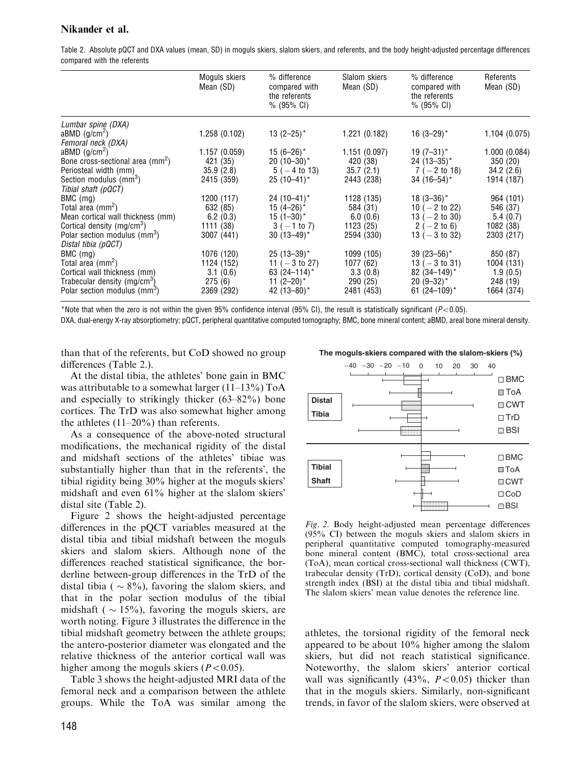Table 2. Absolute pQCT and DXA values (mean, SD) in moguls skiers, slalom skiers, and referents, and the body height-adjusted percentage differences compared with the referents

| | Moguls skiers Mean (SD) | % difference compared with the referents % (95% CI) | Slalom skiers Mean (SD) | % difference compared with the referents % (95% CI) | Referents Mean (SD) |
|---|---|---|---|---|---|
| *Lumbar spine (DXA)* | | | | | |
| aBMD (g/cm$^2$) | 1.258 (0.102) | 13 (2–25)* | 1.221 (0.182) | 16 (3–29)* | 1.104 (0.075) |
| *Femoral neck (DXA)* | | | | | |
| aBMD (g/cm$^2$) | 1.157 (0.059) | 15 (6–26)* | 1.151 (0.097) | 19 (7–31)* | 1.000 (0.084) |
| Bone cross-sectional area (mm$^2$) | 421 (35) | 20 (10–30)* | 420 (38) | 24 (13–35)* | 350 (20) |
| Periosteal width (mm) | 35.9 (2.8) | 5 (−4 to 13) | 35.7 (2.1) | 7 (−2 to 18) | 34.2 (2.6) |
| Section modulus (mm$^3$) | 2415 (359) | 25 (10–41)* | 2443 (238) | 34 (16–54)* | 1914 (187) |
| *Tibial shaft (pQCT)* | | | | | |
| BMC (mg) | 1200 (117) | 24 (10–41)* | 1128 (135) | 18 (3–36)* | 964 (101) |
| Total area (mm$^2$) | 632 (85) | 15 (4–26)* | 584 (31) | 10 (−2 to 22) | 546 (37) |
| Mean cortical wall thickness (mm) | 6.2 (0.3) | 15 (1–30)* | 6.0 (0.6) | 13 (−2 to 30) | 5.4 (0.7) |
| Cortical density (mg/cm$^3$) | 1111 (38) | 3 (−1 to 7) | 1123 (25) | 2 (−2 to 6) | 1082 (38) |
| Polar section modulus (mm$^3$) | 3007 (441) | 30 (13–49)* | 2594 (330) | 13 (−3 to 32) | 2303 (217) |
| *Distal tibia (pQCT)* | | | | | |
| BMC (mg) | 1076 (120) | 25 (13–39)* | 1099 (105) | 39 (23–56)* | 850 (87) |
| Total area (mm$^2$) | 1124 (152) | 11 (−3 to 27) | 1077 (62) | 13 (−3 to 31) | 1004 (131) |
| Cortical wall thickness (mm) | 3.1 (0.6) | 63 (24–114)* | 3.3 (0.8) | 82 (34–149)* | 1.9 (0.5) |
| Trabecular density (mg/cm$^3$) | 275 (6) | 11 (2–20)* | 290 (25) | 20 (9–32)* | 248 (19) |
| Polar section modulus (mm$^3$) | 2369 (292) | 42 (13–80)* | 2481 (453) | 61 (24–109)* | 1664 (374) |

*Note that when the zero is not within the given 95% confidence interval (95% CI), the result is statistically significant ($P<0.05$).

DXA, dual-energy X-ray absorptiometry; pQCT, peripheral quantitative computed tomography; BMC, bone mineral content; aBMD, areal bone mineral density.

than that of the referents, but CoD showed no group differences (Table 2.).

At the distal tibia, the athletes' bone gain in BMC was attributable to a somewhat larger (11–13%) ToA and especially to strikingly thicker (63–82%) bone cortices. The TrD was also somewhat higher among the athletes (11–20%) than referents.

As a consequence of the above-noted structural modifications, the mechanical rigidity of the distal and midshaft sections of the athletes' tibiae was substantially higher than that in the referents', the tibial rigidity being 30% higher at the moguls skiers' midshaft and even 61% higher at the slalom skiers' distal site (Table 2).

Figure 2 shows the height-adjusted percentage differences in the pQCT variables measured at the distal tibia and tibial midshaft between the moguls skiers and slalom skiers. Although none of the differences reached statistical significance, the borderline between-group differences in the TrD of the distal tibia ($\sim 8\%$), favoring the slalom skiers, and that in the polar section modulus of the tibial midshaft ($\sim 15\%$), favoring the moguls skiers, are worth noting. Figure 3 illustrates the difference in the tibial midshaft geometry between the athlete groups; the antero-posterior diameter was elongated and the relative thickness of the anterior cortical wall was higher among the moguls skiers ($P<0.05$).

Table 3 shows the height-adjusted MRI data of the femoral neck and a comparison between the athlete groups. While the ToA was similar among the athletes, the torsional rigidity of the femoral neck appeared to be about 10% higher among the slalom skiers, but did not reach statistical significance. Noteworthy, the slalom skiers' anterior cortical wall was significantly (43%, $P<0.05$) thicker than that in the moguls skiers. Similarly, non-significant trends, in favor of the slalom skiers, were observed at

*Fig. 2.* Body height-adjusted mean percentage differences (95% CI) between the moguls skiers and slalom skiers in peripheral quantitative computed tomography-measured bone mineral content (BMC), total cross-sectional area (ToA), mean cortical cross-sectional wall thickness (CWT), trabecular density (TrD), cortical density (CoD), and bone strength index (BSI) at the distal tibia and tibial midshaft. The slalom skiers' mean value denotes the reference line.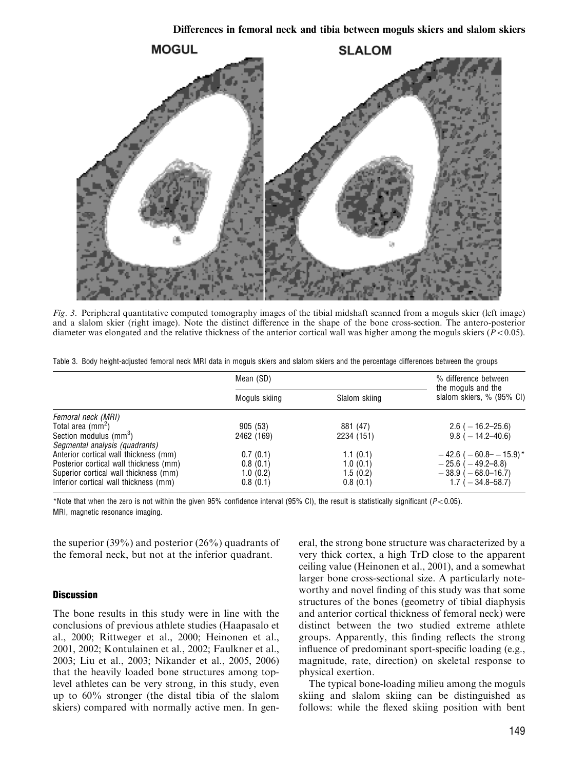Fig. 3. Peripheral quantitative computed tomography images of the tibial midshaft scanned from a moguls skier (left image) and a slalom skier (right image). Note the distinct difference in the shape of the bone cross-section. The antero-posterior diameter was elongated and the relative thickness of the anterior cortical wall was higher among the moguls skiers ($P<0.05$).

Table 3. Body height-adjusted femoral neck MRI data in moguls skiers and slalom skiers and the percentage differences between the groups

| | Mean (SD) | | % difference between the moguls and the slalom skiers, % (95% CI) |
|---|---|---|---|
| | Moguls skiing | Slalom skiing | |
| *Femoral neck (MRI)* | | | |
| Total area ($mm^2$) | 905 (53) | 881 (47) | 2.6 ( − 16.2–25.6) |
| Section modulus ($mm^3$) | 2462 (169) | 2234 (151) | 9.8 ( − 14.2–40.6) |
| *Segmental analysis (quadrants)* | | | |
| Anterior cortical wall thickness (mm) | 0.7 (0.1) | 1.1 (0.1) | − 42.6 ( − 60.8– − 15.9)* |
| Posterior cortical wall thickness (mm) | 0.8 (0.1) | 1.0 (0.1) | − 25.6 ( − 49.2–8.8) |
| Superior cortical wall thickness (mm) | 1.0 (0.2) | 1.5 (0.2) | − 38.9 ( − 68.0–16.7) |
| Inferior cortical wall thickness (mm) | 0.8 (0.1) | 0.8 (0.1) | 1.7 ( − 34.8–58.7) |

*Note that when the zero is not within the given 95% confidence interval (95% CI), the result is statistically significant ($P<0.05$).
MRI, magnetic resonance imaging.

the superior (39%) and posterior (26%) quadrants of the femoral neck, but not at the inferior quadrant.

## Discussion

The bone results in this study were in line with the conclusions of previous athlete studies (Haapasalo et al., 2000; Rittweger et al., 2000; Heinonen et al., 2001, 2002; Kontulainen et al., 2002; Faulkner et al., 2003; Liu et al., 2003; Nikander et al., 2005, 2006) that the heavily loaded bone structures among top-level athletes can be very strong, in this study, even up to 60% stronger (the distal tibia of the slalom skiers) compared with normally active men. In general, the strong bone structure was characterized by a very thick cortex, a high TrD close to the apparent ceiling value (Heinonen et al., 2001), and a somewhat larger bone cross-sectional size. A particularly noteworthy and novel finding of this study was that some structures of the bones (geometry of tibial diaphysis and anterior cortical thickness of femoral neck) were distinct between the two studied extreme athlete groups. Apparently, this finding reflects the strong influence of predominant sport-specific loading (e.g., magnitude, rate, direction) on skeletal response to physical exertion.

The typical bone-loading milieu among the moguls skiing and slalom skiing can be distinguished as follows: while the flexed skiing position with bent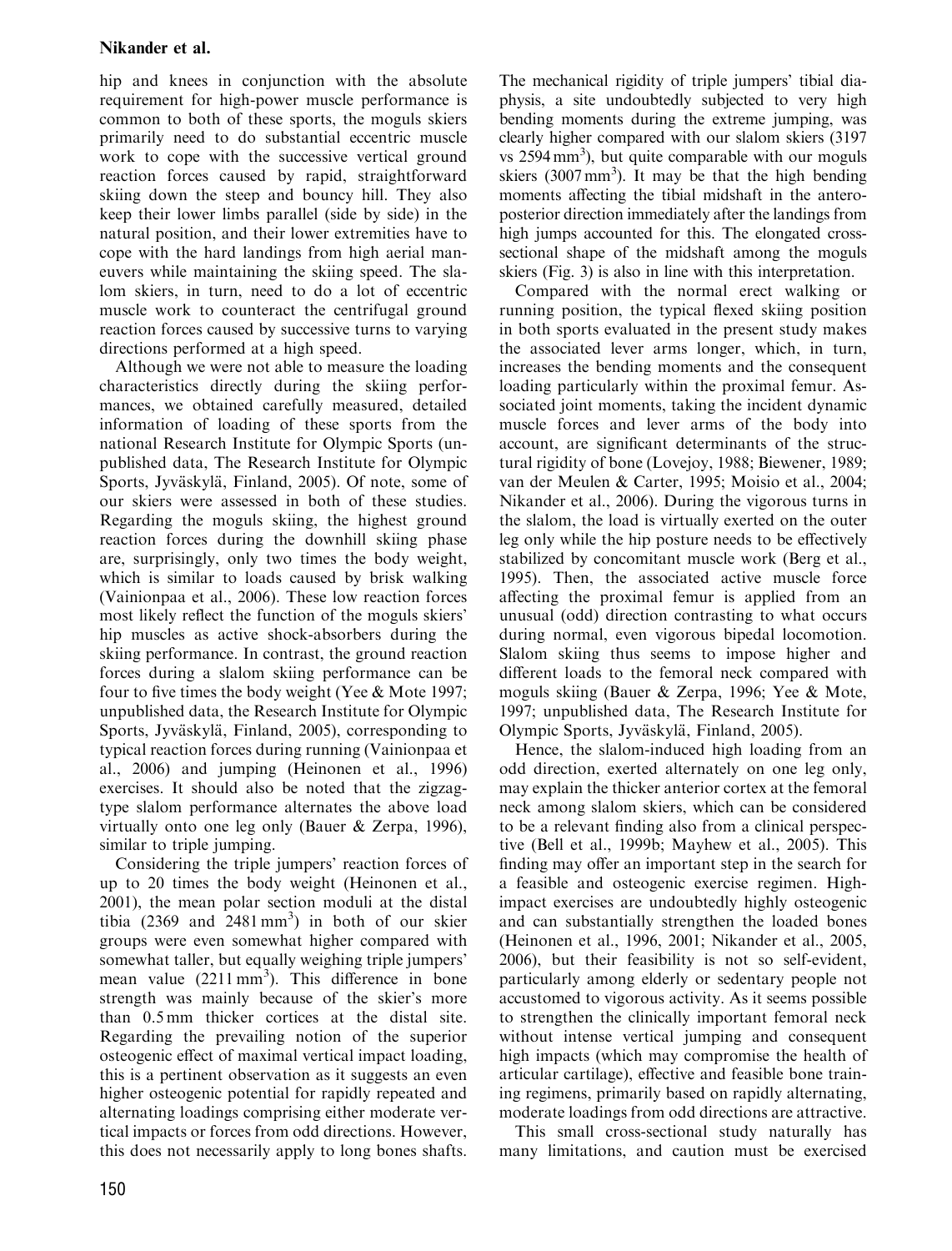hip and knees in conjunction with the absolute requirement for high-power muscle performance is common to both of these sports, the moguls skiers primarily need to do substantial eccentric muscle work to cope with the successive vertical ground reaction forces caused by rapid, straightforward skiing down the steep and bouncy hill. They also keep their lower limbs parallel (side by side) in the natural position, and their lower extremities have to cope with the hard landings from high aerial maneuvers while maintaining the skiing speed. The slalom skiers, in turn, need to do a lot of eccentric muscle work to counteract the centrifugal ground reaction forces caused by successive turns to varying directions performed at a high speed.

Although we were not able to measure the loading characteristics directly during the skiing performances, we obtained carefully measured, detailed information of loading of these sports from the national Research Institute for Olympic Sports (unpublished data, The Research Institute for Olympic Sports, Jyväskylä, Finland, 2005). Of note, some of our skiers were assessed in both of these studies. Regarding the moguls skiing, the highest ground reaction forces during the downhill skiing phase are, surprisingly, only two times the body weight, which is similar to loads caused by brisk walking (Vainionpaa et al., 2006). These low reaction forces most likely reflect the function of the moguls skiers' hip muscles as active shock-absorbers during the skiing performance. In contrast, the ground reaction forces during a slalom skiing performance can be four to five times the body weight (Yee & Mote 1997; unpublished data, the Research Institute for Olympic Sports, Jyväskylä, Finland, 2005), corresponding to typical reaction forces during running (Vainionpaa et al., 2006) and jumping (Heinonen et al., 1996) exercises. It should also be noted that the zigzag-type slalom performance alternates the above load virtually onto one leg only (Bauer & Zerpa, 1996), similar to triple jumping.

Considering the triple jumpers' reaction forces of up to 20 times the body weight (Heinonen et al., 2001), the mean polar section moduli at the distal tibia (2369 and 2481 $mm^3$) in both of our skier groups were even somewhat higher compared with somewhat taller, but equally weighing triple jumpers' mean value (2211 $mm^3$). This difference in bone strength was mainly because of the skier's more than 0.5 mm thicker cortices at the distal site. Regarding the prevailing notion of the superior osteogenic effect of maximal vertical impact loading, this is a pertinent observation as it suggests an even higher osteogenic potential for rapidly repeated and alternating loadings comprising either moderate vertical impacts or forces from odd directions. However, this does not necessarily apply to long bones shafts. The mechanical rigidity of triple jumpers' tibial diaphysis, a site undoubtedly subjected to very high bending moments during the extreme jumping, was clearly higher compared with our slalom skiers (3197 vs 2594 $mm^3$), but quite comparable with our moguls skiers (3007 $mm^3$). It may be that the high bending moments affecting the tibial midshaft in the antero-posterior direction immediately after the landings from high jumps accounted for this. The elongated cross-sectional shape of the midshaft among the moguls skiers (Fig. 3) is also in line with this interpretation.

Compared with the normal erect walking or running position, the typical flexed skiing position in both sports evaluated in the present study makes the associated lever arms longer, which, in turn, increases the bending moments and the consequent loading particularly within the proximal femur. Associated joint moments, taking the incident dynamic muscle forces and lever arms of the body into account, are significant determinants of the structural rigidity of bone (Lovejoy, 1988; Biewener, 1989; van der Meulen & Carter, 1995; Moisio et al., 2004; Nikander et al., 2006). During the vigorous turns in the slalom, the load is virtually exerted on the outer leg only while the hip posture needs to be effectively stabilized by concomitant muscle work (Berg et al., 1995). Then, the associated active muscle force affecting the proximal femur is applied from an unusual (odd) direction contrasting to what occurs during normal, even vigorous bipedal locomotion. Slalom skiing thus seems to impose higher and different loads to the femoral neck compared with moguls skiing (Bauer & Zerpa, 1996; Yee & Mote, 1997; unpublished data, The Research Institute for Olympic Sports, Jyväskylä, Finland, 2005).

Hence, the slalom-induced high loading from an odd direction, exerted alternately on one leg only, may explain the thicker anterior cortex at the femoral neck among slalom skiers, which can be considered to be a relevant finding also from a clinical perspective (Bell et al., 1999b; Mayhew et al., 2005). This finding may offer an important step in the search for a feasible and osteogenic exercise regimen. High-impact exercises are undoubtedly highly osteogenic and can substantially strengthen the loaded bones (Heinonen et al., 1996, 2001; Nikander et al., 2005, 2006), but their feasibility is not so self-evident, particularly among elderly or sedentary people not accustomed to vigorous activity. As it seems possible to strengthen the clinically important femoral neck without intense vertical jumping and consequent high impacts (which may compromise the health of articular cartilage), effective and feasible bone training regimens, primarily based on rapidly alternating, moderate loadings from odd directions are attractive.

This small cross-sectional study naturally has many limitations, and caution must be exercised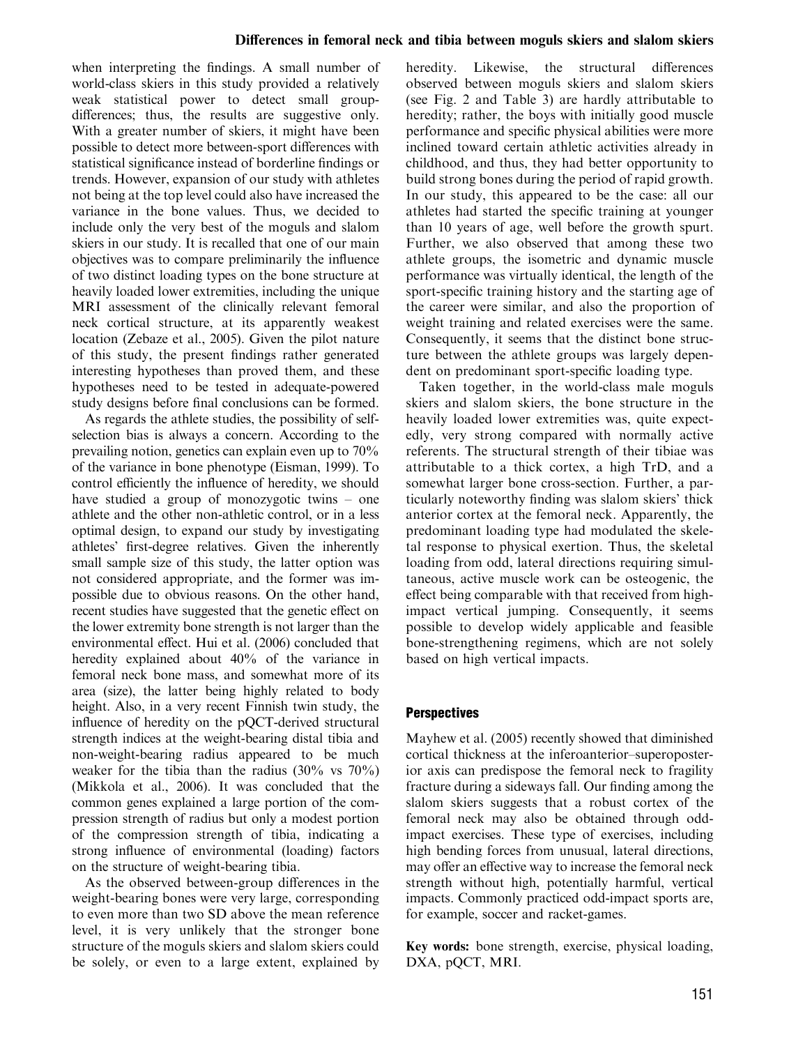when interpreting the findings. A small number of world-class skiers in this study provided a relatively weak statistical power to detect small group-differences; thus, the results are suggestive only. With a greater number of skiers, it might have been possible to detect more between-sport differences with statistical significance instead of borderline findings or trends. However, expansion of our study with athletes not being at the top level could also have increased the variance in the bone values. Thus, we decided to include only the very best of the moguls and slalom skiers in our study. It is recalled that one of our main objectives was to compare preliminarily the influence of two distinct loading types on the bone structure at heavily loaded lower extremities, including the unique MRI assessment of the clinically relevant femoral neck cortical structure, at its apparently weakest location (Zebaze et al., 2005). Given the pilot nature of this study, the present findings rather generated interesting hypotheses than proved them, and these hypotheses need to be tested in adequate-powered study designs before final conclusions can be formed.

As regards the athlete studies, the possibility of self-selection bias is always a concern. According to the prevailing notion, genetics can explain even up to 70% of the variance in bone phenotype (Eisman, 1999). To control efficiently the influence of heredity, we should have studied a group of monozygotic twins – one athlete and the other non-athletic control, or in a less optimal design, to expand our study by investigating athletes' first-degree relatives. Given the inherently small sample size of this study, the latter option was not considered appropriate, and the former was impossible due to obvious reasons. On the other hand, recent studies have suggested that the genetic effect on the lower extremity bone strength is not larger than the environmental effect. Hui et al. (2006) concluded that heredity explained about 40% of the variance in femoral neck bone mass, and somewhat more of its area (size), the latter being highly related to body height. Also, in a very recent Finnish twin study, the influence of heredity on the pQCT-derived structural strength indices at the weight-bearing distal tibia and non-weight-bearing radius appeared to be much weaker for the tibia than the radius (30% vs 70%) (Mikkola et al., 2006). It was concluded that the common genes explained a large portion of the compression strength of radius but only a modest portion of the compression strength of tibia, indicating a strong influence of environmental (loading) factors on the structure of weight-bearing tibia.

As the observed between-group differences in the weight-bearing bones were very large, corresponding to even more than two SD above the mean reference level, it is very unlikely that the stronger bone structure of the moguls skiers and slalom skiers could be solely, or even to a large extent, explained by heredity. Likewise, the structural differences observed between moguls skiers and slalom skiers (see Fig. 2 and Table 3) are hardly attributable to heredity; rather, the boys with initially good muscle performance and specific physical abilities were more inclined toward certain athletic activities already in childhood, and thus, they had better opportunity to build strong bones during the period of rapid growth. In our study, this appeared to be the case: all our athletes had started the specific training at younger than 10 years of age, well before the growth spurt. Further, we also observed that among these two athlete groups, the isometric and dynamic muscle performance was virtually identical, the length of the sport-specific training history and the starting age of the career were similar, and also the proportion of weight training and related exercises were the same. Consequently, it seems that the distinct bone structure between the athlete groups was largely dependent on predominant sport-specific loading type.

Taken together, in the world-class male moguls skiers and slalom skiers, the bone structure in the heavily loaded lower extremities was, quite expectedly, very strong compared with normally active referents. The structural strength of their tibiae was attributable to a thick cortex, a high TrD, and a somewhat larger bone cross-section. Further, a particularly noteworthy finding was slalom skiers' thick anterior cortex at the femoral neck. Apparently, the predominant loading type had modulated the skeletal response to physical exertion. Thus, the skeletal loading from odd, lateral directions requiring simultaneous, active muscle work can be osteogenic, the effect being comparable with that received from high-impact vertical jumping. Consequently, it seems possible to develop widely applicable and feasible bone-strengthening regimens, which are not solely based on high vertical impacts.

## Perspectives

Mayhew et al. (2005) recently showed that diminished cortical thickness at the inferoanterior–superoposterior axis can predispose the femoral neck to fragility fracture during a sideways fall. Our finding among the slalom skiers suggests that a robust cortex of the femoral neck may also be obtained through odd-impact exercises. These type of exercises, including high bending forces from unusual, lateral directions, may offer an effective way to increase the femoral neck strength without high, potentially harmful, vertical impacts. Commonly practiced odd-impact sports are, for example, soccer and racket-games.

**Key words:** bone strength, exercise, physical loading, DXA, pQCT, MRI.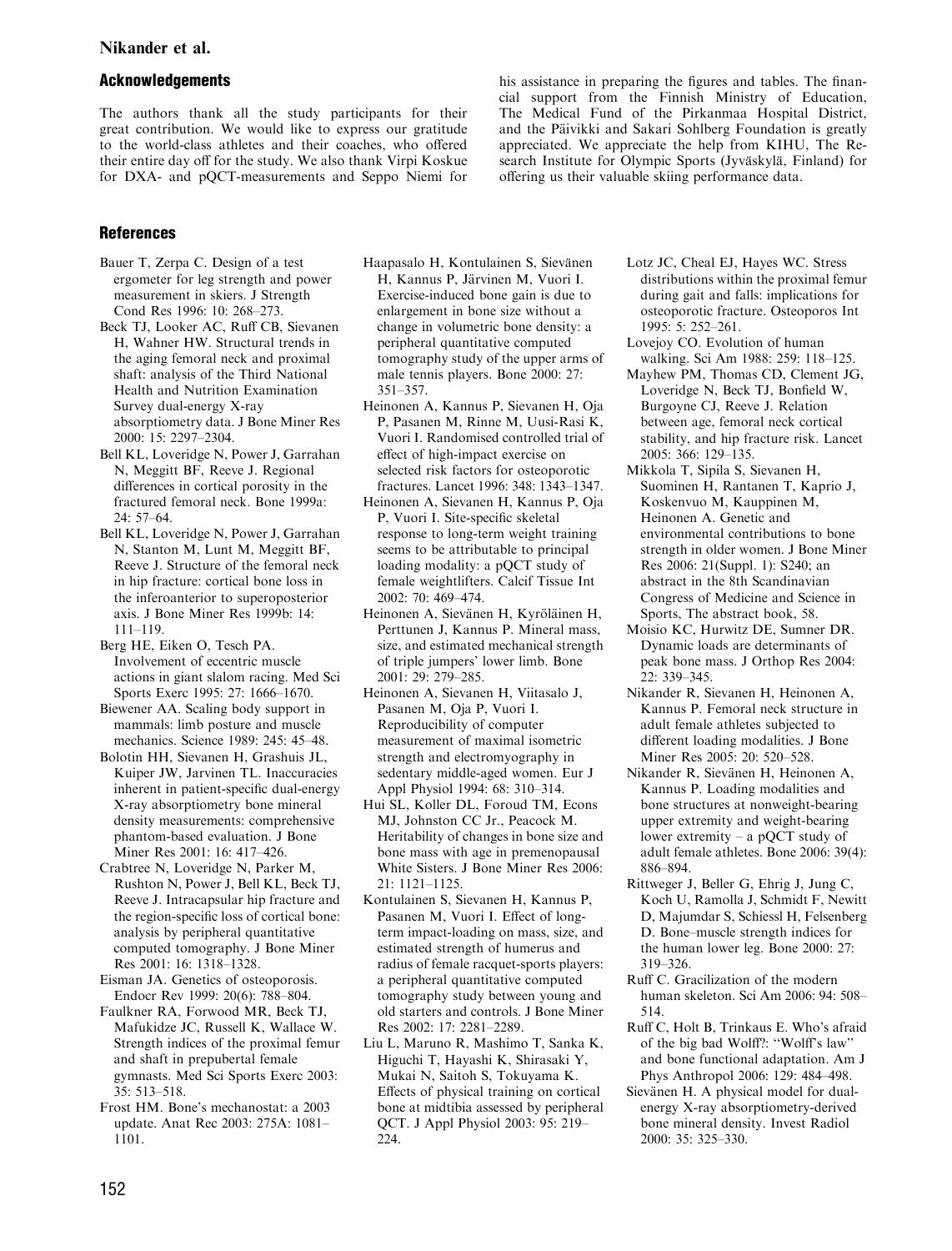## Acknowledgements

The authors thank all the study participants for their great contribution. We would like to express our gratitude to the world-class athletes and their coaches, who offered their entire day off for the study. We also thank Virpi Koskue for DXA- and pQCT-measurements and Seppo Niemi for his assistance in preparing the figures and tables. The financial support from the Finnish Ministry of Education, The Medical Fund of the Pirkanmaa Hospital District, and the Päivikki and Sakari Sohlberg Foundation is greatly appreciated. We appreciate the help from KIHU, The Research Institute for Olympic Sports (Jyväskylä, Finland) for offering us their valuable skiing performance data.

## References

Bauer T, Zerpa C. Design of a test ergometer for leg strength and power measurement in skiers. J Strength Cond Res 1996: 10: 268–273.

Beck TJ, Looker AC, Ruff CB, Sievanen H, Wahner HW. Structural trends in the aging femoral neck and proximal shaft: analysis of the Third National Health and Nutrition Examination Survey dual-energy X-ray absorptiometry data. J Bone Miner Res 2000: 15: 2297–2304.

Bell KL, Loveridge N, Power J, Garrahan N, Meggitt BF, Reeve J. Regional differences in cortical porosity in the fractured femoral neck. Bone 1999a: 24: 57–64.

Bell KL, Loveridge N, Power J, Garrahan N, Stanton M, Lunt M, Meggitt BF, Reeve J. Structure of the femoral neck in hip fracture: cortical bone loss in the inferoanterior to superoposterior axis. J Bone Miner Res 1999b: 14: 111–119.

Berg HE, Eiken O, Tesch PA. Involvement of eccentric muscle actions in giant slalom racing. Med Sci Sports Exerc 1995: 27: 1666–1670.

Biewener AA. Scaling body support in mammals: limb posture and muscle mechanics. Science 1989: 245: 45–48.

Bolotin HH, Sievanen H, Grashuis JL, Kuiper JW, Jarvinen TL. Inaccuracies inherent in patient-specific dual-energy X-ray absorptiometry bone mineral density measurements: comprehensive phantom-based evaluation. J Bone Miner Res 2001: 16: 417–426.

Crabtree N, Loveridge N, Parker M, Rushton N, Power J, Bell KL, Beck TJ, Reeve J. Intracapsular hip fracture and the region-specific loss of cortical bone: analysis by peripheral quantitative computed tomography. J Bone Miner Res 2001: 16: 1318–1328.

Eisman JA. Genetics of osteoporosis. Endocr Rev 1999: 20(6): 788–804.

Faulkner RA, Forwood MR, Beck TJ, Mafukidze JC, Russell K, Wallace W. Strength indices of the proximal femur and shaft in prepubertal female gymnasts. Med Sci Sports Exerc 2003: 35: 513–518.

Frost HM. Bone's mechanostat: a 2003 update. Anat Rec 2003: 275A: 1081–1101.

Haapasalo H, Kontulainen S, Sievänen H, Kannus P, Järvinen M, Vuori I. Exercise-induced bone gain is due to enlargement in bone size without a change in volumetric bone density: a peripheral quantitative computed tomography study of the upper arms of male tennis players. Bone 2000: 27: 351–357.

Heinonen A, Kannus P, Sievanen H, Oja P, Pasanen M, Rinne M, Uusi-Rasi K, Vuori I. Randomised controlled trial of effect of high-impact exercise on selected risk factors for osteoporotic fractures. Lancet 1996: 348: 1343–1347.

Heinonen A, Sievanen H, Kannus P, Oja P, Vuori I. Site-specific skeletal response to long-term weight training seems to be attributable to principal loading modality: a pQCT study of female weightlifters. Calcif Tissue Int 2002: 70: 469–474.

Heinonen A, Sievänen H, Kyröläinen H, Perttunen J, Kannus P. Mineral mass, size, and estimated mechanical strength of triple jumpers' lower limb. Bone 2001: 29: 279–285.

Heinonen A, Sievanen H, Viitasalo J, Pasanen M, Oja P, Vuori I. Reproducibility of computer measurement of maximal isometric strength and electromyography in sedentary middle-aged women. Eur J Appl Physiol 1994: 68: 310–314.

Hui SL, Koller DL, Foroud TM, Econs MJ, Johnston CC Jr., Peacock M. Heritability of changes in bone size and bone mass with age in premenopausal White Sisters. J Bone Miner Res 2006: 21: 1121–1125.

Kontulainen S, Sievanen H, Kannus P, Pasanen M, Vuori I. Effect of long-term impact-loading on mass, size, and estimated strength of humerus and radius of female racquet-sports players: a peripheral quantitative computed tomography study between young and old starters and controls. J Bone Miner Res 2002: 17: 2281–2289.

Liu L, Maruno R, Mashimo T, Sanka K, Higuchi T, Hayashi K, Shirasaki Y, Mukai N, Saitoh S, Tokuyama K. Effects of physical training on cortical bone at midtibia assessed by peripheral QCT. J Appl Physiol 2003: 95: 219–224.

Lotz JC, Cheal EJ, Hayes WC. Stress distributions within the proximal femur during gait and falls: implications for osteoporotic fracture. Osteoporos Int 1995: 5: 252–261.

Lovejoy CO. Evolution of human walking. Sci Am 1988: 259: 118–125.

Mayhew PM, Thomas CD, Clement JG, Loveridge N, Beck TJ, Bonfield W, Burgoyne CJ, Reeve J. Relation between age, femoral neck cortical stability, and hip fracture risk. Lancet 2005: 366: 129–135.

Mikkola T, Sipila S, Sievanen H, Suominen H, Rantanen T, Kaprio J, Koskenvuo M, Kauppinen M, Heinonen A. Genetic and environmental contributions to bone strength in older women. J Bone Miner Res 2006: 21(Suppl. 1): S240; an abstract in the 8th Scandinavian Congress of Medicine and Science in Sports, The abstract book, 58.

Moisio KC, Hurwitz DE, Sumner DR. Dynamic loads are determinants of peak bone mass. J Orthop Res 2004: 22: 339–345.

Nikander R, Sievanen H, Heinonen A, Kannus P. Femoral neck structure in adult female athletes subjected to different loading modalities. J Bone Miner Res 2005: 20: 520–528.

Nikander R, Sievänen H, Heinonen A, Kannus P. Loading modalities and bone structures at nonweight-bearing upper extremity and weight-bearing lower extremity – a pQCT study of adult female athletes. Bone 2006: 39(4): 886–894.

Rittweger J, Beller G, Ehrig J, Jung C, Koch U, Ramolla J, Schmidt F, Newitt D, Majumdar S, Schiessl H, Felsenberg D. Bone–muscle strength indices for the human lower leg. Bone 2000: 27: 319–326.

Ruff C. Gracilization of the modern human skeleton. Sci Am 2006: 94: 508–514.

Ruff C, Holt B, Trinkaus E. Who's afraid of the big bad Wolff?: "Wolff's law" and bone functional adaptation. Am J Phys Anthropol 2006: 129: 484–498.

Sievänen H. A physical model for dual-energy X-ray absorptiometry-derived bone mineral density. Invest Radiol 2000: 35: 325–330.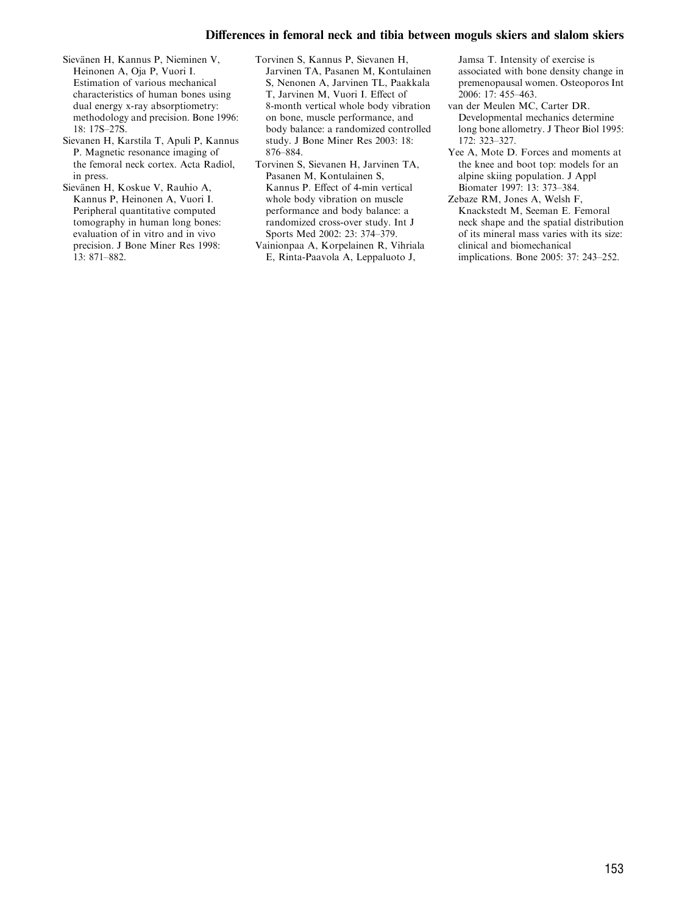Sievänen H, Kannus P, Nieminen V, Heinonen A, Oja P, Vuori I. Estimation of various mechanical characteristics of human bones using dual energy x-ray absorptiometry: methodology and precision. Bone 1996: 18: 17S–27S.

Sievanen H, Karstila T, Apuli P, Kannus P. Magnetic resonance imaging of the femoral neck cortex. Acta Radiol, in press.

Sievänen H, Koskue V, Rauhio A, Kannus P, Heinonen A, Vuori I. Peripheral quantitative computed tomography in human long bones: evaluation of in vitro and in vivo precision. J Bone Miner Res 1998: 13: 871–882.

Torvinen S, Kannus P, Sievanen H, Jarvinen TA, Pasanen M, Kontulainen S, Nenonen A, Jarvinen TL, Paakkala T, Jarvinen M, Vuori I. Effect of 8-month vertical whole body vibration on bone, muscle performance, and body balance: a randomized controlled study. J Bone Miner Res 2003: 18: 876–884.

Torvinen S, Sievanen H, Jarvinen TA, Pasanen M, Kontulainen S, Kannus P. Effect of 4-min vertical whole body vibration on muscle performance and body balance: a randomized cross-over study. Int J Sports Med 2002: 23: 374–379.

Vainionpaa A, Korpelainen R, Vihriala E, Rinta-Paavola A, Leppaluoto J, Jamsa T. Intensity of exercise is associated with bone density change in premenopausal women. Osteoporos Int 2006: 17: 455–463.

van der Meulen MC, Carter DR. Developmental mechanics determine long bone allometry. J Theor Biol 1995: 172: 323–327.

Yee A, Mote D. Forces and moments at the knee and boot top: models for an alpine skiing population. J Appl Biomater 1997: 13: 373–384.

Zebaze RM, Jones A, Welsh F, Knackstedt M, Seeman E. Femoral neck shape and the spatial distribution of its mineral mass varies with its size: clinical and biomechanical implications. Bone 2005: 37: 243–252.